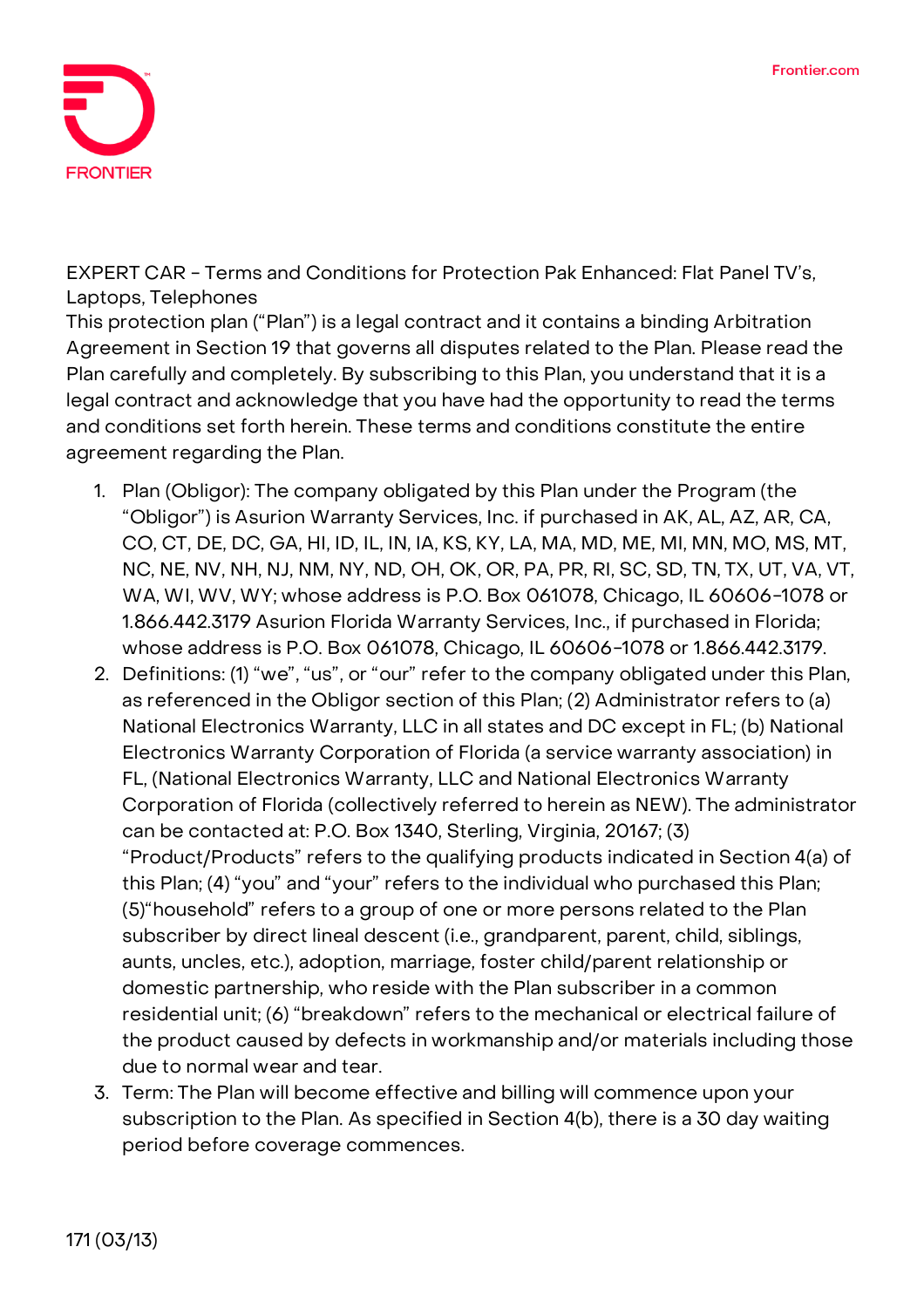EXPERT CAR - Terms and Conditions for Protection Pak Enhanced: Flat Panel TV's, Laptops, Telephones

This protection plan ("Plan") is a legal contract and it contains a binding Arbitration Agreement in Section 19 that governs all disputes related to the Plan. Please read the Plan carefully and completely. By subscribing to this Plan, you understand that it is a legal contract and acknowledge that you have had the opportunity to read the terms and conditions set forth herein. These terms and conditions constitute the entire agreement regarding the Plan.

1. Plan (Obligor): The company obligated by this Plan under the Program (the "Obligor") is Asurion Warranty Services, Inc. if purchased in AK, AL, AZ, AR, CA, CO, CT, DE, DC, GA, HI, ID, IL, IN, IA, KS, KY, LA, MA, MD, ME, MI, MN, MO, MS, MT, NC, NE, NV, NH, NJ, NM, NY, ND, OH, OK, OR, PA, PR, RI, SC, SD, TN, TX, UT, VA, VT, WA, WI, WV, WY; whose address is P.O. Box 061078, Chicago, IL 60606-1078 or 1.866.442.3179 Asurion Florida Warranty Services, Inc., if purchased in Florida; whose address is P.O. Box 061078, Chicago, IL 60606-1078 or 1.866.442.3179.
2. Definitions: (1) "we", "us", or "our" refer to the company obligated under this Plan, as referenced in the Obligor section of this Plan; (2) Administrator refers to (a) National Electronics Warranty, LLC in all states and DC except in FL; (b) National Electronics Warranty Corporation of Florida (a service warranty association) in FL, (National Electronics Warranty, LLC and National Electronics Warranty Corporation of Florida (collectively referred to herein as NEW). The administrator can be contacted at: P.O. Box 1340, Sterling, Virginia, 20167; (3) "Product/Products" refers to the qualifying products indicated in Section 4(a) of this Plan; (4) "you" and "your" refers to the individual who purchased this Plan; (5)"household" refers to a group of one or more persons related to the Plan subscriber by direct lineal descent (i.e., grandparent, parent, child, siblings, aunts, uncles, etc.), adoption, marriage, foster child/parent relationship or domestic partnership, who reside with the Plan subscriber in a common residential unit; (6) "breakdown" refers to the mechanical or electrical failure of the product caused by defects in workmanship and/or materials including those due to normal wear and tear.
3. Term: The Plan will become effective and billing will commence upon your subscription to the Plan. As specified in Section 4(b), there is a 30 day waiting period before coverage commences.

171 (03/13)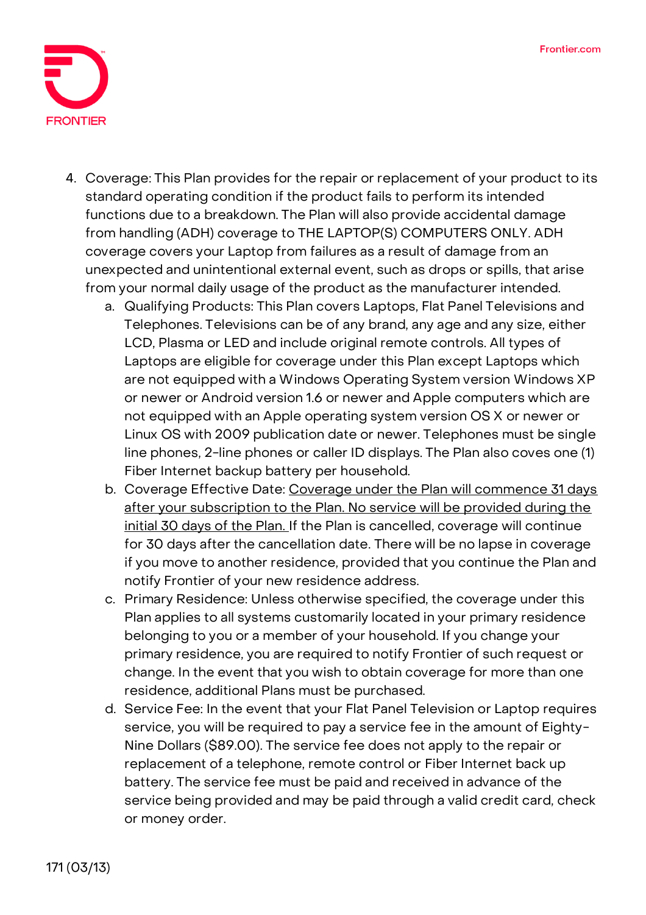4. Coverage: This Plan provides for the repair or replacement of your product to its standard operating condition if the product fails to perform its intended functions due to a breakdown. The Plan will also provide accidental damage from handling (ADH) coverage to THE LAPTOP(S) COMPUTERS ONLY. ADH coverage covers your Laptop from failures as a result of damage from an unexpected and unintentional external event, such as drops or spills, that arise from your normal daily usage of the product as the manufacturer intended.
   a. Qualifying Products: This Plan covers Laptops, Flat Panel Televisions and Telephones. Televisions can be of any brand, any age and any size, either LCD, Plasma or LED and include original remote controls. All types of Laptops are eligible for coverage under this Plan except Laptops which are not equipped with a Windows Operating System version Windows XP or newer or Android version 1.6 or newer and Apple computers which are not equipped with an Apple operating system version OS X or newer or Linux OS with 2009 publication date or newer. Telephones must be single line phones, 2-line phones or caller ID displays. The Plan also coves one (1) Fiber Internet backup battery per household.
   b. Coverage Effective Date: <u>Coverage under the Plan will commence 31 days after your subscription to the Plan. No service will be provided during the initial 30 days of the Plan.</u> If the Plan is cancelled, coverage will continue for 30 days after the cancellation date. There will be no lapse in coverage if you move to another residence, provided that you continue the Plan and notify Frontier of your new residence address.
   c. Primary Residence: Unless otherwise specified, the coverage under this Plan applies to all systems customarily located in your primary residence belonging to you or a member of your household. If you change your primary residence, you are required to notify Frontier of such request or change. In the event that you wish to obtain coverage for more than one residence, additional Plans must be purchased.
   d. Service Fee: In the event that your Flat Panel Television or Laptop requires service, you will be required to pay a service fee in the amount of Eighty-Nine Dollars ($89.00). The service fee does not apply to the repair or replacement of a telephone, remote control or Fiber Internet back up battery. The service fee must be paid and received in advance of the service being provided and may be paid through a valid credit card, check or money order.

171 (03/13)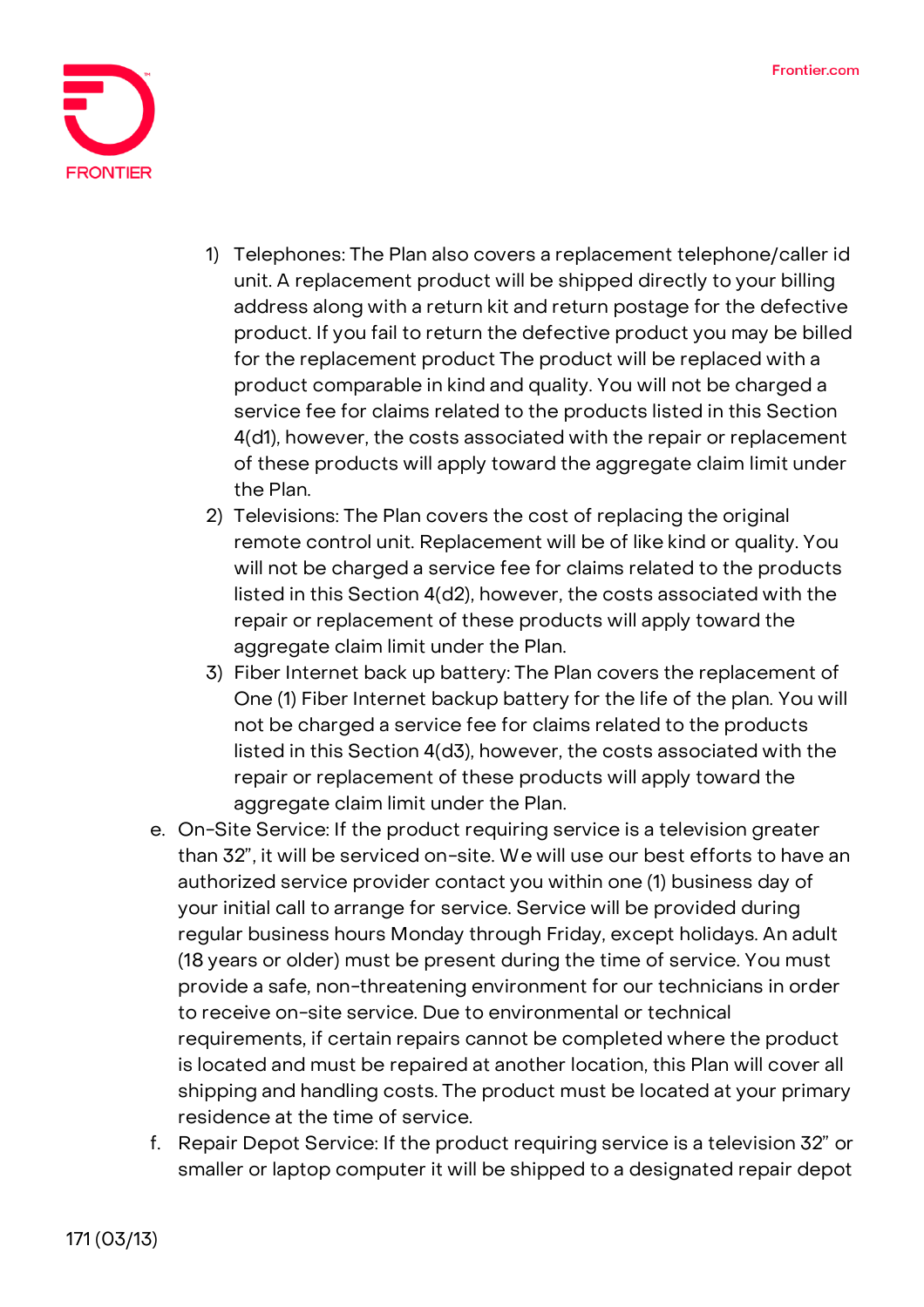1) Telephones: The Plan also covers a replacement telephone/caller id unit. A replacement product will be shipped directly to your billing address along with a return kit and return postage for the defective product. If you fail to return the defective product you may be billed for the replacement product The product will be replaced with a product comparable in kind and quality. You will not be charged a service fee for claims related to the products listed in this Section 4(d1), however, the costs associated with the repair or replacement of these products will apply toward the aggregate claim limit under the Plan.
2) Televisions: The Plan covers the cost of replacing the original remote control unit. Replacement will be of like kind or quality. You will not be charged a service fee for claims related to the products listed in this Section 4(d2), however, the costs associated with the repair or replacement of these products will apply toward the aggregate claim limit under the Plan.
3) Fiber Internet back up battery: The Plan covers the replacement of One (1) Fiber Internet backup battery for the life of the plan. You will not be charged a service fee for claims related to the products listed in this Section 4(d3), however, the costs associated with the repair or replacement of these products will apply toward the aggregate claim limit under the Plan.

e. On-Site Service: If the product requiring service is a television greater than 32", it will be serviced on-site. We will use our best efforts to have an authorized service provider contact you within one (1) business day of your initial call to arrange for service. Service will be provided during regular business hours Monday through Friday, except holidays. An adult (18 years or older) must be present during the time of service. You must provide a safe, non-threatening environment for our technicians in order to receive on-site service. Due to environmental or technical requirements, if certain repairs cannot be completed where the product is located and must be repaired at another location, this Plan will cover all shipping and handling costs. The product must be located at your primary residence at the time of service.

f. Repair Depot Service: If the product requiring service is a television 32" or smaller or laptop computer it will be shipped to a designated repair depot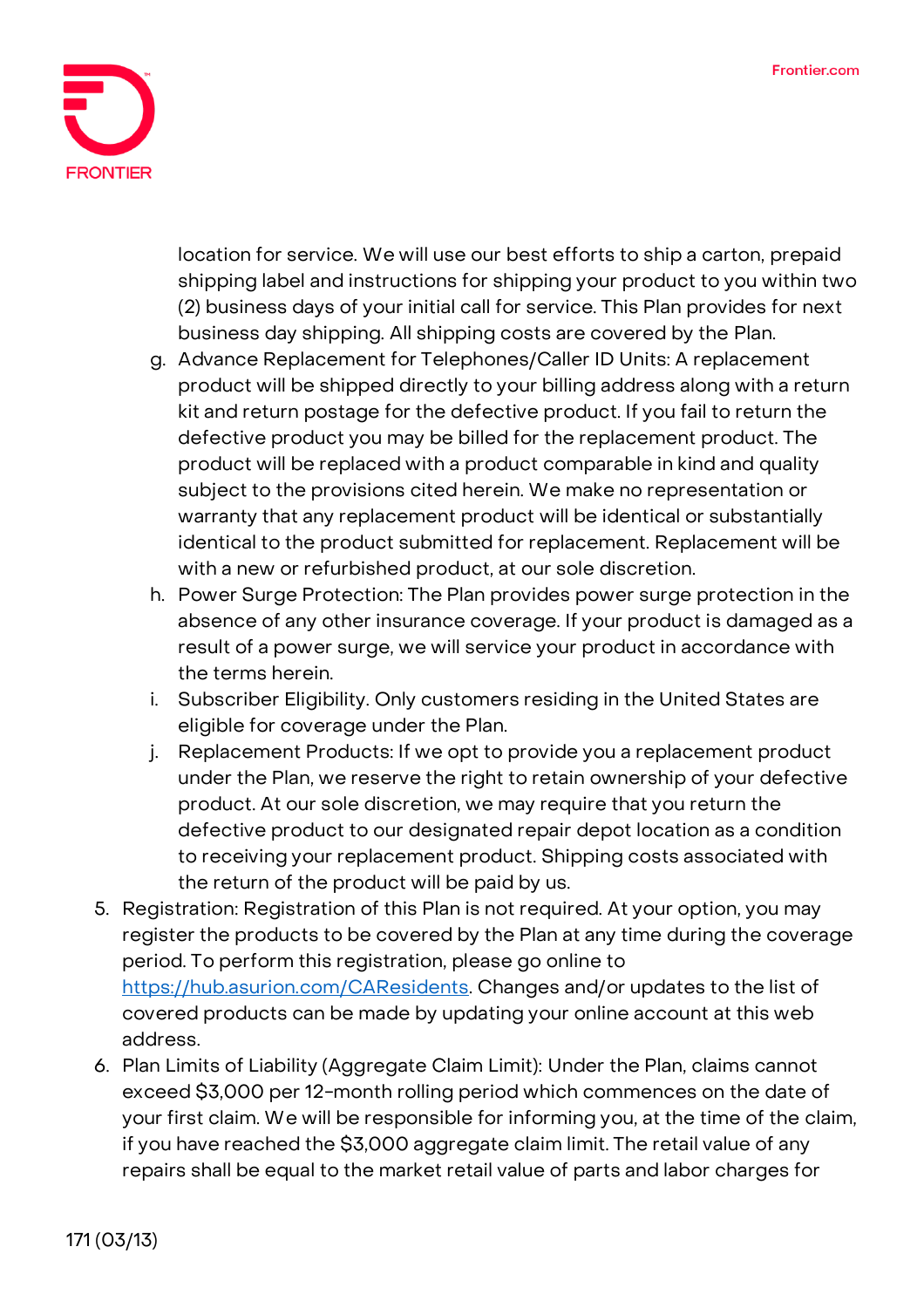location for service. We will use our best efforts to ship a carton, prepaid shipping label and instructions for shipping your product to you within two (2) business days of your initial call for service. This Plan provides for next business day shipping. All shipping costs are covered by the Plan.

   g. Advance Replacement for Telephones/Caller ID Units: A replacement product will be shipped directly to your billing address along with a return kit and return postage for the defective product. If you fail to return the defective product you may be billed for the replacement product. The product will be replaced with a product comparable in kind and quality subject to the provisions cited herein. We make no representation or warranty that any replacement product will be identical or substantially identical to the product submitted for replacement. Replacement will be with a new or refurbished product, at our sole discretion.
   h. Power Surge Protection: The Plan provides power surge protection in the absence of any other insurance coverage. If your product is damaged as a result of a power surge, we will service your product in accordance with the terms herein.
   i. Subscriber Eligibility. Only customers residing in the United States are eligible for coverage under the Plan.
   j. Replacement Products: If we opt to provide you a replacement product under the Plan, we reserve the right to retain ownership of your defective product. At our sole discretion, we may require that you return the defective product to our designated repair depot location as a condition to receiving your replacement product. Shipping costs associated with the return of the product will be paid by us.

5. Registration: Registration of this Plan is not required. At your option, you may register the products to be covered by the Plan at any time during the coverage period. To perform this registration, please go online to [https://hub.asurion.com/CAResidents](https://hub.asurion.com/CAResidents). Changes and/or updates to the list of covered products can be made by updating your online account at this web address.
6. Plan Limits of Liability (Aggregate Claim Limit): Under the Plan, claims cannot exceed $3,000 per 12-month rolling period which commences on the date of your first claim. We will be responsible for informing you, at the time of the claim, if you have reached the $3,000 aggregate claim limit. The retail value of any repairs shall be equal to the market retail value of parts and labor charges for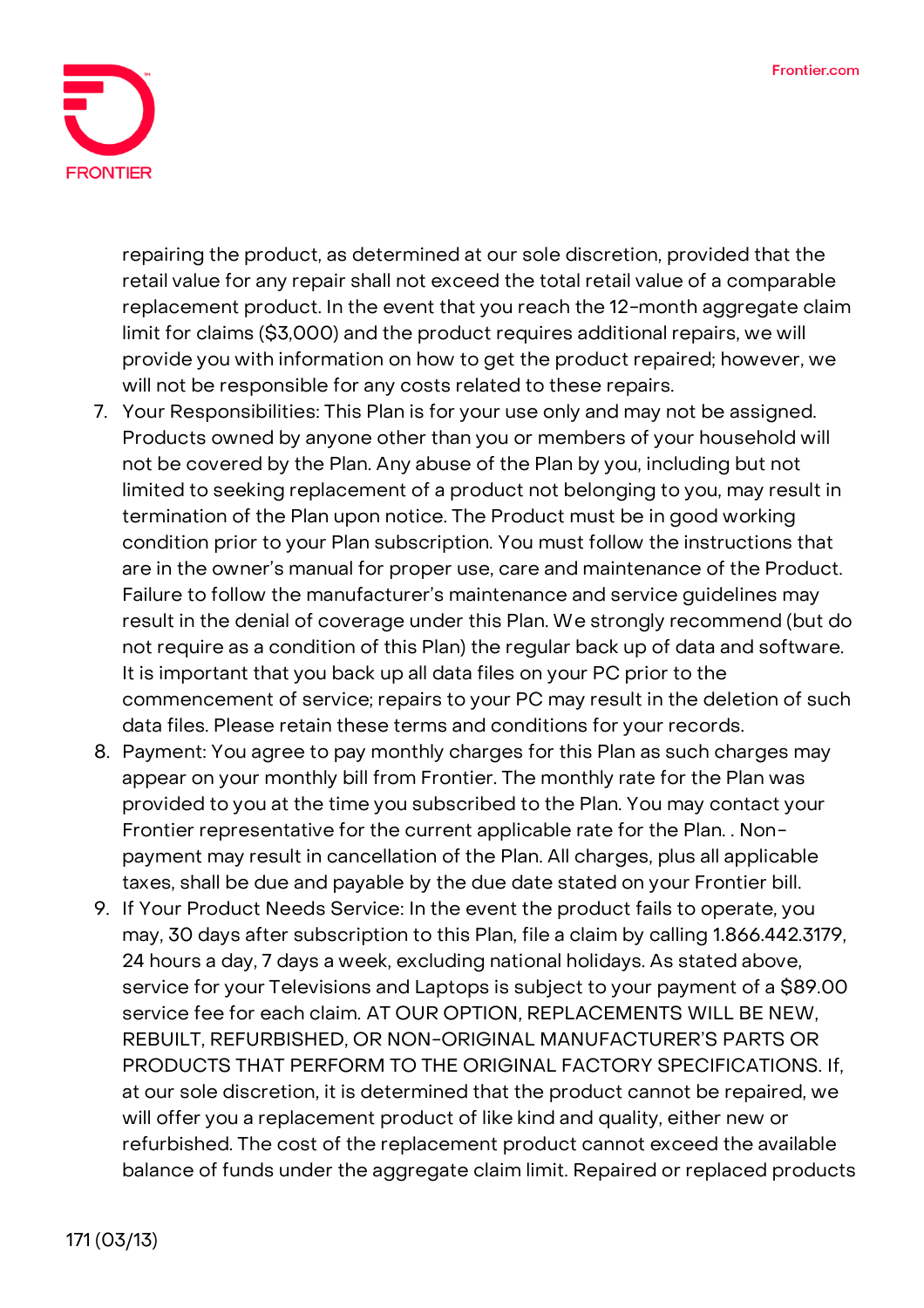repairing the product, as determined at our sole discretion, provided that the retail value for any repair shall not exceed the total retail value of a comparable replacement product. In the event that you reach the 12-month aggregate claim limit for claims ($3,000) and the product requires additional repairs, we will provide you with information on how to get the product repaired; however, we will not be responsible for any costs related to these repairs.

7. Your Responsibilities: This Plan is for your use only and may not be assigned. Products owned by anyone other than you or members of your household will not be covered by the Plan. Any abuse of the Plan by you, including but not limited to seeking replacement of a product not belonging to you, may result in termination of the Plan upon notice. The Product must be in good working condition prior to your Plan subscription. You must follow the instructions that are in the owner's manual for proper use, care and maintenance of the Product. Failure to follow the manufacturer's maintenance and service guidelines may result in the denial of coverage under this Plan. We strongly recommend (but do not require as a condition of this Plan) the regular back up of data and software. It is important that you back up all data files on your PC prior to the commencement of service; repairs to your PC may result in the deletion of such data files. Please retain these terms and conditions for your records.
8. Payment: You agree to pay monthly charges for this Plan as such charges may appear on your monthly bill from Frontier. The monthly rate for the Plan was provided to you at the time you subscribed to the Plan. You may contact your Frontier representative for the current applicable rate for the Plan. . Non-payment may result in cancellation of the Plan. All charges, plus all applicable taxes, shall be due and payable by the due date stated on your Frontier bill.
9. If Your Product Needs Service: In the event the product fails to operate, you may, 30 days after subscription to this Plan, file a claim by calling 1.866.442.3179, 24 hours a day, 7 days a week, excluding national holidays. As stated above, service for your Televisions and Laptops is subject to your payment of a $89.00 service fee for each claim. AT OUR OPTION, REPLACEMENTS WILL BE NEW, REBUILT, REFURBISHED, OR NON-ORIGINAL MANUFACTURER'S PARTS OR PRODUCTS THAT PERFORM TO THE ORIGINAL FACTORY SPECIFICATIONS. If, at our sole discretion, it is determined that the product cannot be repaired, we will offer you a replacement product of like kind and quality, either new or refurbished. The cost of the replacement product cannot exceed the available balance of funds under the aggregate claim limit. Repaired or replaced products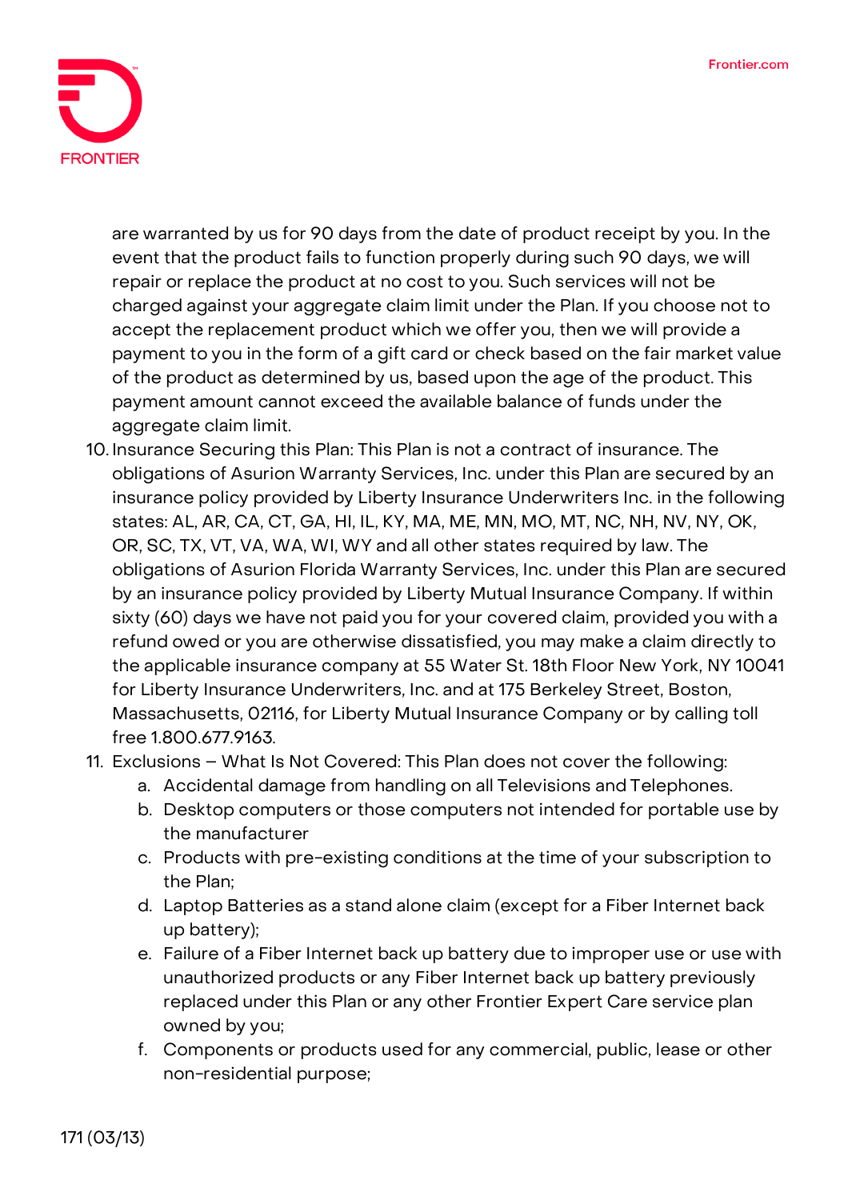are warranted by us for 90 days from the date of product receipt by you. In the event that the product fails to function properly during such 90 days, we will repair or replace the product at no cost to you. Such services will not be charged against your aggregate claim limit under the Plan. If you choose not to accept the replacement product which we offer you, then we will provide a payment to you in the form of a gift card or check based on the fair market value of the product as determined by us, based upon the age of the product. This payment amount cannot exceed the available balance of funds under the aggregate claim limit.

10. Insurance Securing this Plan: This Plan is not a contract of insurance. The obligations of Asurion Warranty Services, Inc. under this Plan are secured by an insurance policy provided by Liberty Insurance Underwriters Inc. in the following states: AL, AR, CA, CT, GA, HI, IL, KY, MA, ME, MN, MO, MT, NC, NH, NV, NY, OK, OR, SC, TX, VT, VA, WA, WI, WY and all other states required by law. The obligations of Asurion Florida Warranty Services, Inc. under this Plan are secured by an insurance policy provided by Liberty Mutual Insurance Company. If within sixty (60) days we have not paid you for your covered claim, provided you with a refund owed or you are otherwise dissatisfied, you may make a claim directly to the applicable insurance company at 55 Water St. 18th Floor New York, NY 10041 for Liberty Insurance Underwriters, Inc. and at 175 Berkeley Street, Boston, Massachusetts, 02116, for Liberty Mutual Insurance Company or by calling toll free 1.800.677.9163.
11. Exclusions – What Is Not Covered: This Plan does not cover the following:
    a. Accidental damage from handling on all Televisions and Telephones.
    b. Desktop computers or those computers not intended for portable use by the manufacturer
    c. Products with pre-existing conditions at the time of your subscription to the Plan;
    d. Laptop Batteries as a stand alone claim (except for a Fiber Internet back up battery);
    e. Failure of a Fiber Internet back up battery due to improper use or use with unauthorized products or any Fiber Internet back up battery previously replaced under this Plan or any other Frontier Expert Care service plan owned by you;
    f. Components or products used for any commercial, public, lease or other non-residential purpose;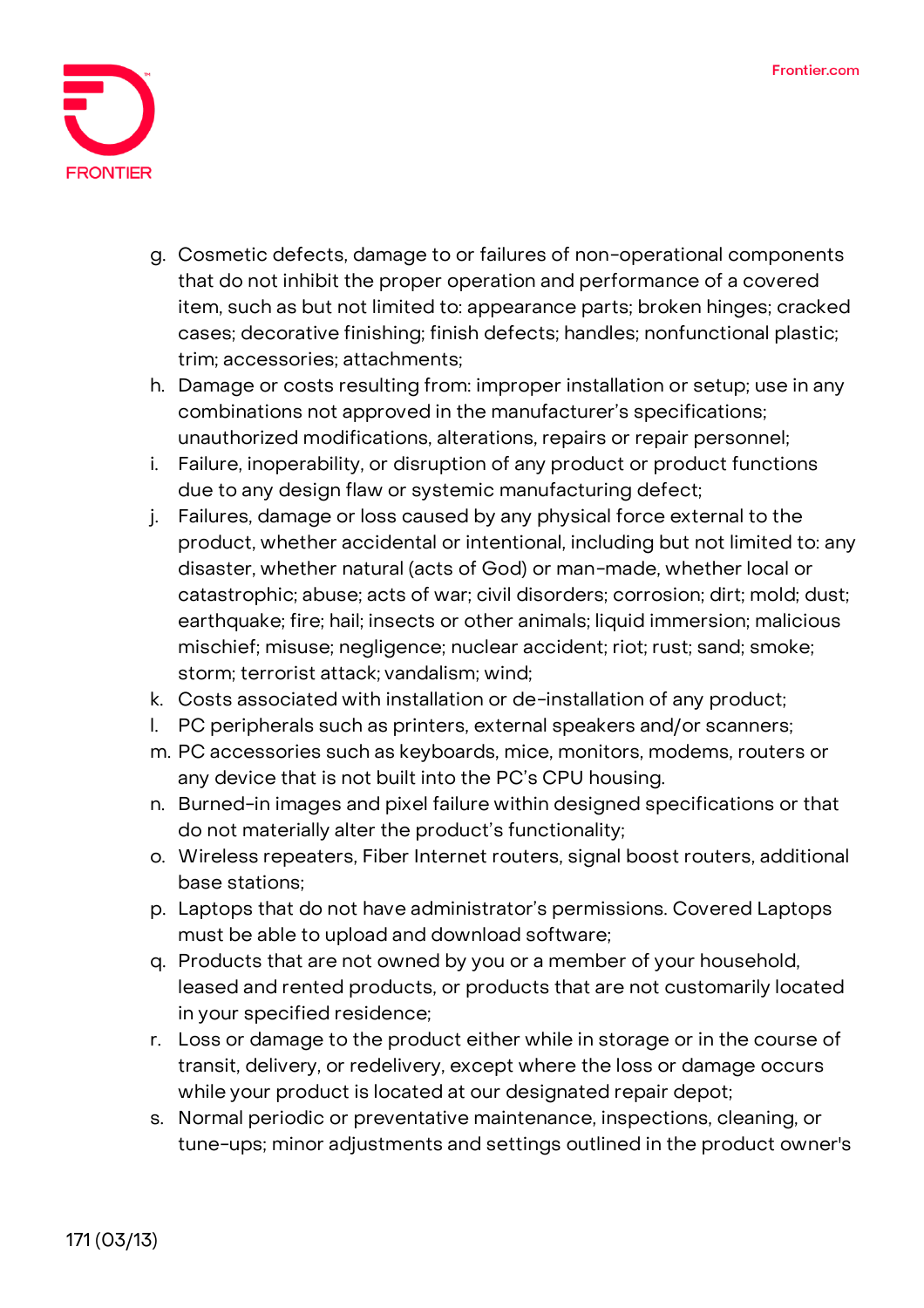g. Cosmetic defects, damage to or failures of non-operational components that do not inhibit the proper operation and performance of a covered item, such as but not limited to: appearance parts; broken hinges; cracked cases; decorative finishing; finish defects; handles; nonfunctional plastic; trim; accessories; attachments;

h. Damage or costs resulting from: improper installation or setup; use in any combinations not approved in the manufacturer's specifications; unauthorized modifications, alterations, repairs or repair personnel;

i. Failure, inoperability, or disruption of any product or product functions due to any design flaw or systemic manufacturing defect;

j. Failures, damage or loss caused by any physical force external to the product, whether accidental or intentional, including but not limited to: any disaster, whether natural (acts of God) or man-made, whether local or catastrophic; abuse; acts of war; civil disorders; corrosion; dirt; mold; dust; earthquake; fire; hail; insects or other animals; liquid immersion; malicious mischief; misuse; negligence; nuclear accident; riot; rust; sand; smoke; storm; terrorist attack; vandalism; wind;

k. Costs associated with installation or de-installation of any product;

l. PC peripherals such as printers, external speakers and/or scanners;

m. PC accessories such as keyboards, mice, monitors, modems, routers or any device that is not built into the PC's CPU housing.

n. Burned-in images and pixel failure within designed specifications or that do not materially alter the product's functionality;

o. Wireless repeaters, Fiber Internet routers, signal boost routers, additional base stations;

p. Laptops that do not have administrator's permissions. Covered Laptops must be able to upload and download software;

q. Products that are not owned by you or a member of your household, leased and rented products, or products that are not customarily located in your specified residence;

r. Loss or damage to the product either while in storage or in the course of transit, delivery, or redelivery, except where the loss or damage occurs while your product is located at our designated repair depot;

s. Normal periodic or preventative maintenance, inspections, cleaning, or tune-ups; minor adjustments and settings outlined in the product owner's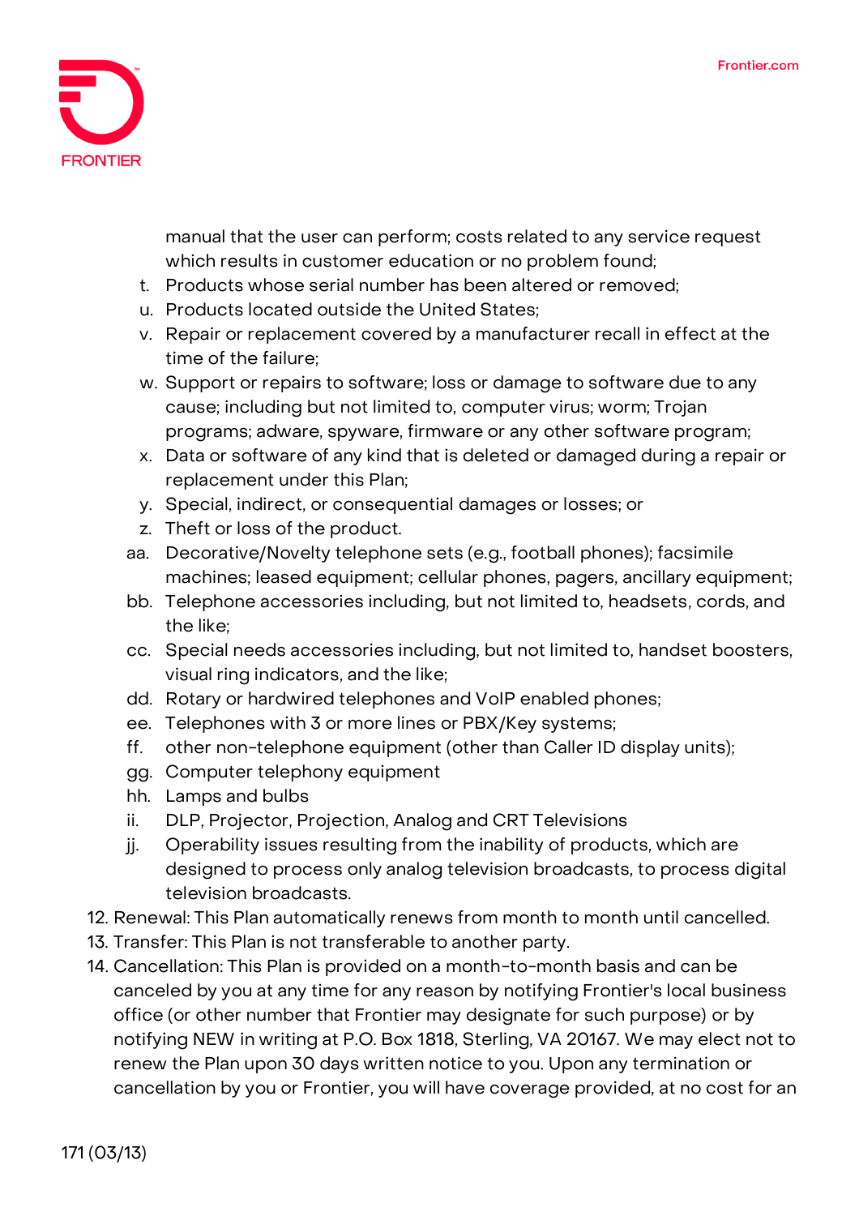manual that the user can perform; costs related to any service request which results in customer education or no problem found;

t. Products whose serial number has been altered or removed;
u. Products located outside the United States;
v. Repair or replacement covered by a manufacturer recall in effect at the time of the failure;
w. Support or repairs to software; loss or damage to software due to any cause; including but not limited to, computer virus; worm; Trojan programs; adware, spyware, firmware or any other software program;
x. Data or software of any kind that is deleted or damaged during a repair or replacement under this Plan;
y. Special, indirect, or consequential damages or losses; or
z. Theft or loss of the product.
aa. Decorative/Novelty telephone sets (e.g., football phones); facsimile machines; leased equipment; cellular phones, pagers, ancillary equipment;
bb. Telephone accessories including, but not limited to, headsets, cords, and the like;
cc. Special needs accessories including, but not limited to, handset boosters, visual ring indicators, and the like;
dd. Rotary or hardwired telephones and VoIP enabled phones;
ee. Telephones with 3 or more lines or PBX/Key systems;
ff. other non-telephone equipment (other than Caller ID display units);
gg. Computer telephony equipment
hh. Lamps and bulbs
ii. DLP, Projector, Projection, Analog and CRT Televisions
jj. Operability issues resulting from the inability of products, which are designed to process only analog television broadcasts, to process digital television broadcasts.

12. Renewal: This Plan automatically renews from month to month until cancelled.
13. Transfer: This Plan is not transferable to another party.
14. Cancellation: This Plan is provided on a month-to-month basis and can be canceled by you at any time for any reason by notifying Frontier's local business office (or other number that Frontier may designate for such purpose) or by notifying NEW in writing at P.O. Box 1818, Sterling, VA 20167. We may elect not to renew the Plan upon 30 days written notice to you. Upon any termination or cancellation by you or Frontier, you will have coverage provided, at no cost for an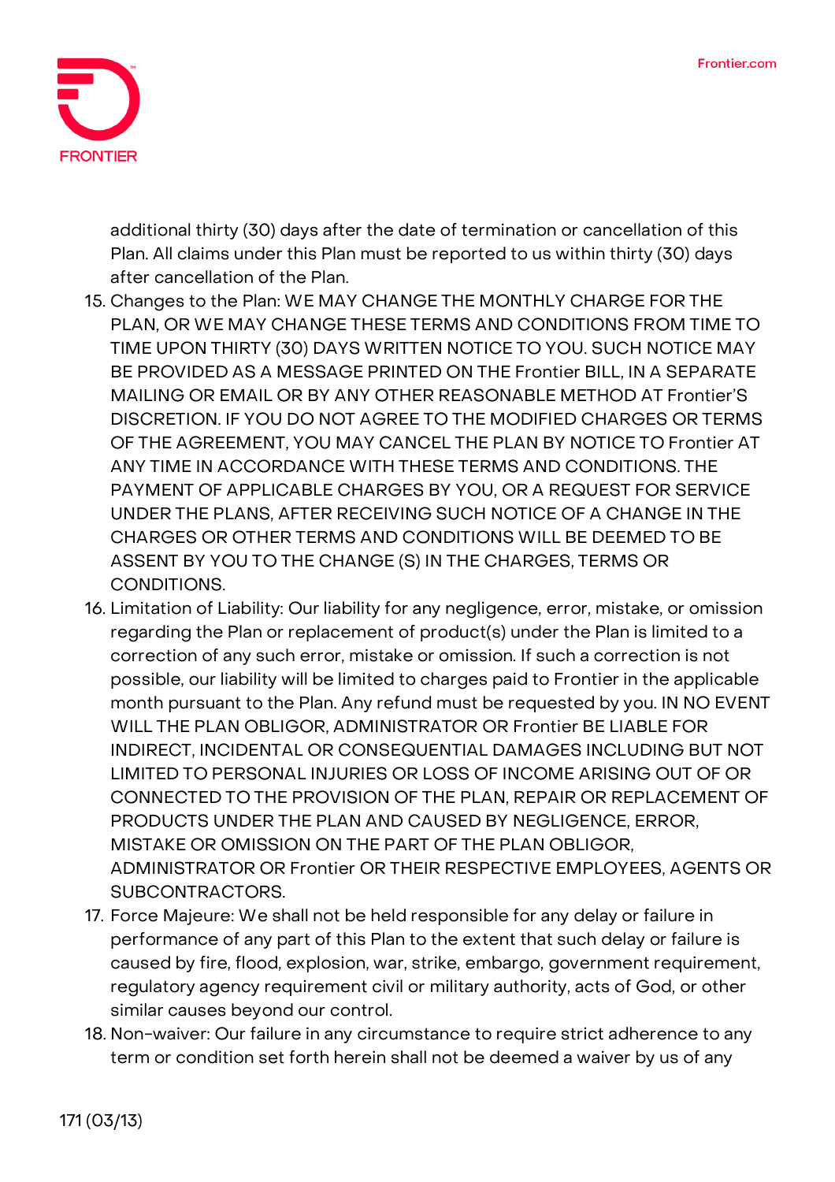additional thirty (30) days after the date of termination or cancellation of this Plan. All claims under this Plan must be reported to us within thirty (30) days after cancellation of the Plan.

15. Changes to the Plan: WE MAY CHANGE THE MONTHLY CHARGE FOR THE PLAN, OR WE MAY CHANGE THESE TERMS AND CONDITIONS FROM TIME TO TIME UPON THIRTY (30) DAYS WRITTEN NOTICE TO YOU. SUCH NOTICE MAY BE PROVIDED AS A MESSAGE PRINTED ON THE Frontier BILL, IN A SEPARATE MAILING OR EMAIL OR BY ANY OTHER REASONABLE METHOD AT Frontier'S DISCRETION. IF YOU DO NOT AGREE TO THE MODIFIED CHARGES OR TERMS OF THE AGREEMENT, YOU MAY CANCEL THE PLAN BY NOTICE TO Frontier AT ANY TIME IN ACCORDANCE WITH THESE TERMS AND CONDITIONS. THE PAYMENT OF APPLICABLE CHARGES BY YOU, OR A REQUEST FOR SERVICE UNDER THE PLANS, AFTER RECEIVING SUCH NOTICE OF A CHANGE IN THE CHARGES OR OTHER TERMS AND CONDITIONS WILL BE DEEMED TO BE ASSENT BY YOU TO THE CHANGE (S) IN THE CHARGES, TERMS OR CONDITIONS.
16. Limitation of Liability: Our liability for any negligence, error, mistake, or omission regarding the Plan or replacement of product(s) under the Plan is limited to a correction of any such error, mistake or omission. If such a correction is not possible, our liability will be limited to charges paid to Frontier in the applicable month pursuant to the Plan. Any refund must be requested by you. IN NO EVENT WILL THE PLAN OBLIGOR, ADMINISTRATOR OR Frontier BE LIABLE FOR INDIRECT, INCIDENTAL OR CONSEQUENTIAL DAMAGES INCLUDING BUT NOT LIMITED TO PERSONAL INJURIES OR LOSS OF INCOME ARISING OUT OF OR CONNECTED TO THE PROVISION OF THE PLAN, REPAIR OR REPLACEMENT OF PRODUCTS UNDER THE PLAN AND CAUSED BY NEGLIGENCE, ERROR, MISTAKE OR OMISSION ON THE PART OF THE PLAN OBLIGOR, ADMINISTRATOR OR Frontier OR THEIR RESPECTIVE EMPLOYEES, AGENTS OR SUBCONTRACTORS.
17. Force Majeure: We shall not be held responsible for any delay or failure in performance of any part of this Plan to the extent that such delay or failure is caused by fire, flood, explosion, war, strike, embargo, government requirement, regulatory agency requirement civil or military authority, acts of God, or other similar causes beyond our control.
18. Non-waiver: Our failure in any circumstance to require strict adherence to any term or condition set forth herein shall not be deemed a waiver by us of any

171 (03/13)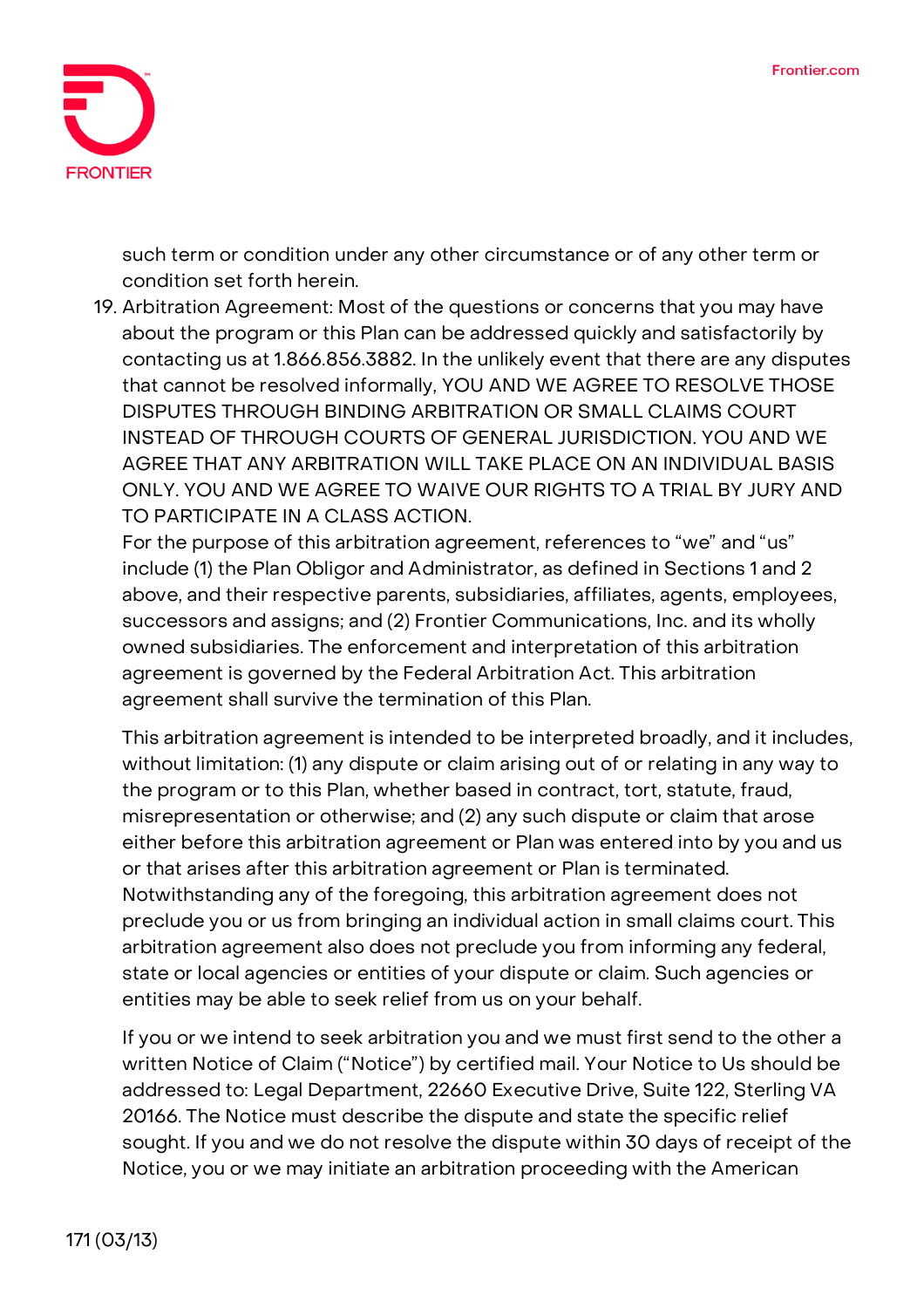such term or condition under any other circumstance or of any other term or condition set forth herein.

19. Arbitration Agreement: Most of the questions or concerns that you may have about the program or this Plan can be addressed quickly and satisfactorily by contacting us at 1.866.856.3882. In the unlikely event that there are any disputes that cannot be resolved informally, YOU AND WE AGREE TO RESOLVE THOSE DISPUTES THROUGH BINDING ARBITRATION OR SMALL CLAIMS COURT INSTEAD OF THROUGH COURTS OF GENERAL JURISDICTION. YOU AND WE AGREE THAT ANY ARBITRATION WILL TAKE PLACE ON AN INDIVIDUAL BASIS ONLY. YOU AND WE AGREE TO WAIVE OUR RIGHTS TO A TRIAL BY JURY AND TO PARTICIPATE IN A CLASS ACTION.
For the purpose of this arbitration agreement, references to "we" and "us" include (1) the Plan Obligor and Administrator, as defined in Sections 1 and 2 above, and their respective parents, subsidiaries, affiliates, agents, employees, successors and assigns; and (2) Frontier Communications, Inc. and its wholly owned subsidiaries. The enforcement and interpretation of this arbitration agreement is governed by the Federal Arbitration Act. This arbitration agreement shall survive the termination of this Plan.

    This arbitration agreement is intended to be interpreted broadly, and it includes, without limitation: (1) any dispute or claim arising out of or relating in any way to the program or to this Plan, whether based in contract, tort, statute, fraud, misrepresentation or otherwise; and (2) any such dispute or claim that arose either before this arbitration agreement or Plan was entered into by you and us or that arises after this arbitration agreement or Plan is terminated. Notwithstanding any of the foregoing, this arbitration agreement does not preclude you or us from bringing an individual action in small claims court. This arbitration agreement also does not preclude you from informing any federal, state or local agencies or entities of your dispute or claim. Such agencies or entities may be able to seek relief from us on your behalf.

    If you or we intend to seek arbitration you and we must first send to the other a written Notice of Claim ("Notice") by certified mail. Your Notice to Us should be addressed to: Legal Department, 22660 Executive Drive, Suite 122, Sterling VA 20166. The Notice must describe the dispute and state the specific relief sought. If you and we do not resolve the dispute within 30 days of receipt of the Notice, you or we may initiate an arbitration proceeding with the American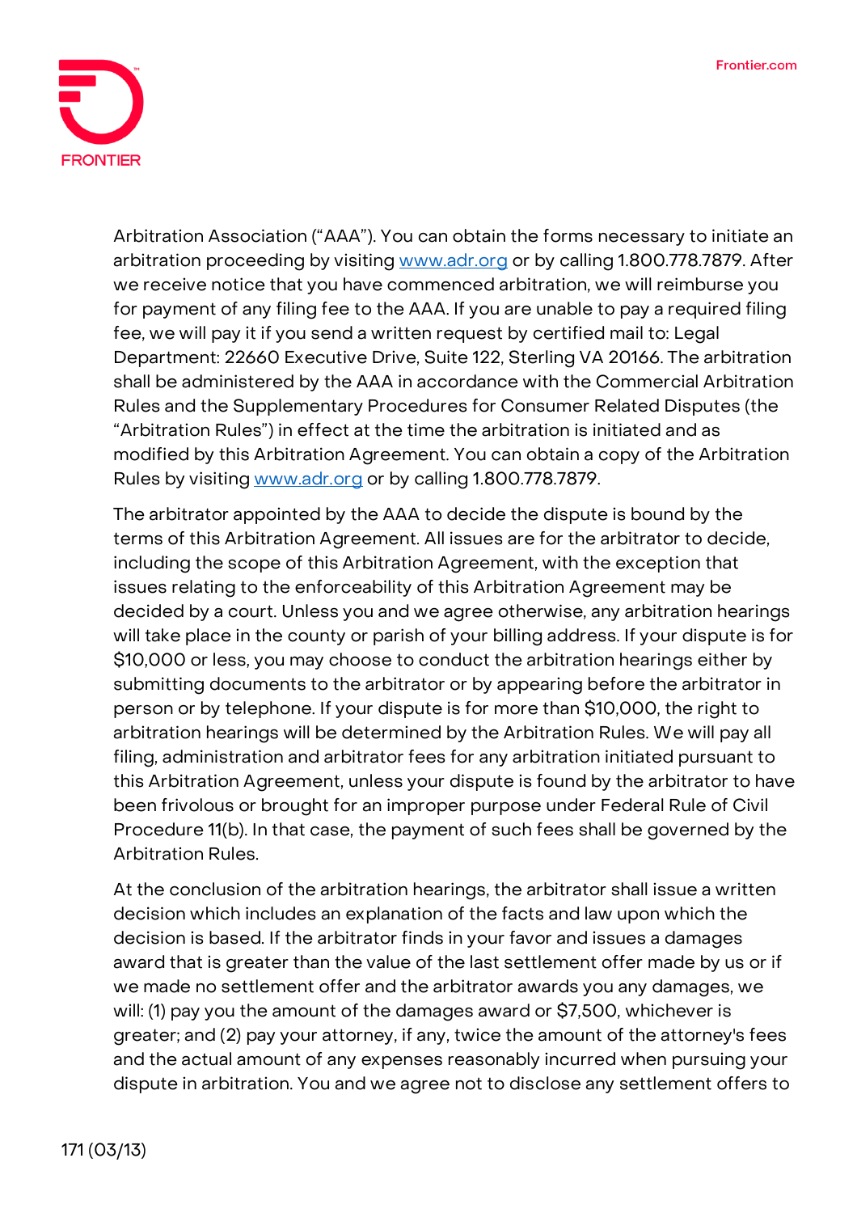Arbitration Association ("AAA"). You can obtain the forms necessary to initiate an arbitration proceeding by visiting www.adr.org or by calling 1.800.778.7879. After we receive notice that you have commenced arbitration, we will reimburse you for payment of any filing fee to the AAA. If you are unable to pay a required filing fee, we will pay it if you send a written request by certified mail to: Legal Department: 22660 Executive Drive, Suite 122, Sterling VA 20166. The arbitration shall be administered by the AAA in accordance with the Commercial Arbitration Rules and the Supplementary Procedures for Consumer Related Disputes (the "Arbitration Rules") in effect at the time the arbitration is initiated and as modified by this Arbitration Agreement. You can obtain a copy of the Arbitration Rules by visiting www.adr.org or by calling 1.800.778.7879.

The arbitrator appointed by the AAA to decide the dispute is bound by the terms of this Arbitration Agreement. All issues are for the arbitrator to decide, including the scope of this Arbitration Agreement, with the exception that issues relating to the enforceability of this Arbitration Agreement may be decided by a court. Unless you and we agree otherwise, any arbitration hearings will take place in the county or parish of your billing address. If your dispute is for $10,000 or less, you may choose to conduct the arbitration hearings either by submitting documents to the arbitrator or by appearing before the arbitrator in person or by telephone. If your dispute is for more than $10,000, the right to arbitration hearings will be determined by the Arbitration Rules. We will pay all filing, administration and arbitrator fees for any arbitration initiated pursuant to this Arbitration Agreement, unless your dispute is found by the arbitrator to have been frivolous or brought for an improper purpose under Federal Rule of Civil Procedure 11(b). In that case, the payment of such fees shall be governed by the Arbitration Rules.

At the conclusion of the arbitration hearings, the arbitrator shall issue a written decision which includes an explanation of the facts and law upon which the decision is based. If the arbitrator finds in your favor and issues a damages award that is greater than the value of the last settlement offer made by us or if we made no settlement offer and the arbitrator awards you any damages, we will: (1) pay you the amount of the damages award or $7,500, whichever is greater; and (2) pay your attorney, if any, twice the amount of the attorney's fees and the actual amount of any expenses reasonably incurred when pursuing your dispute in arbitration. You and we agree not to disclose any settlement offers to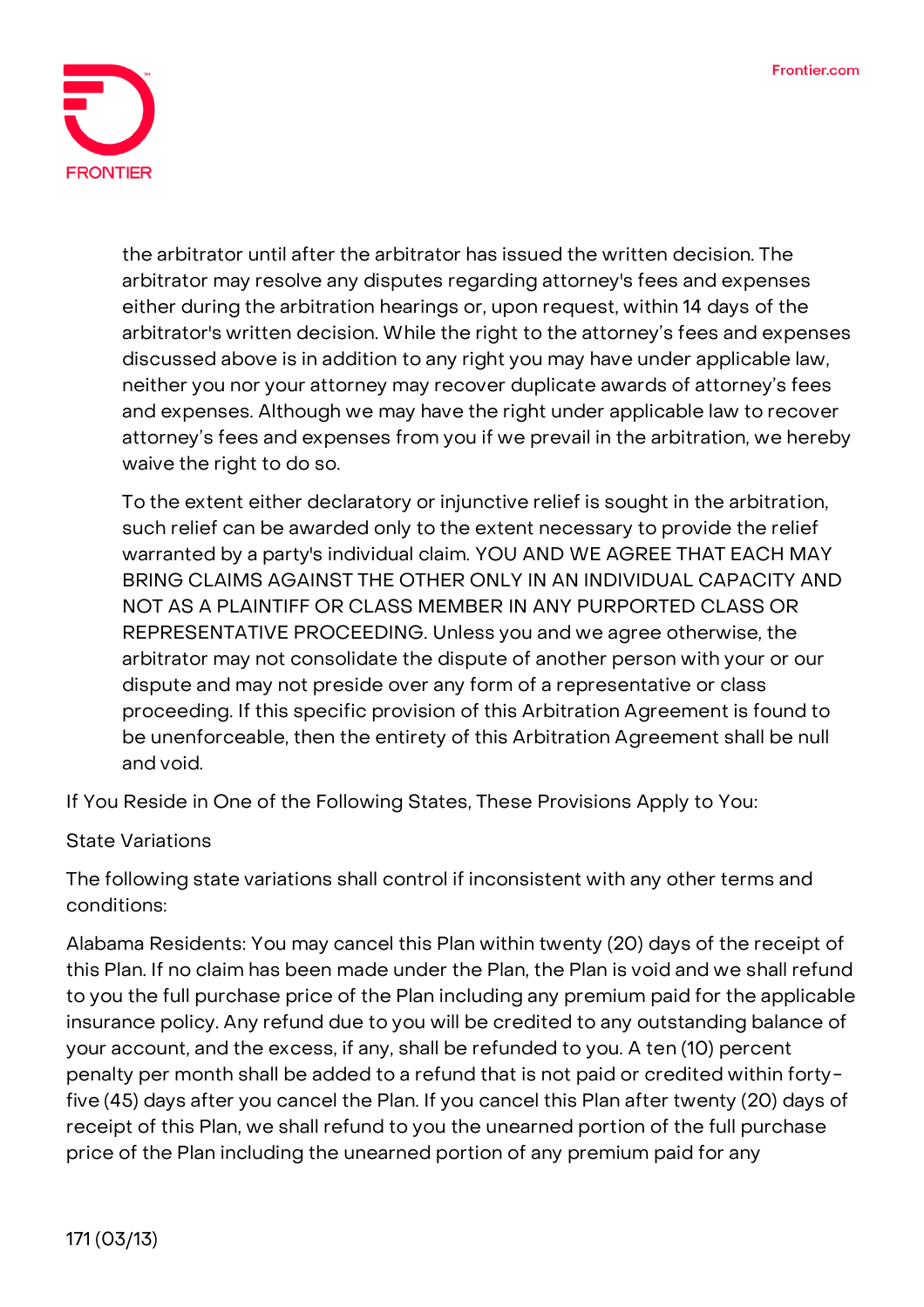the arbitrator until after the arbitrator has issued the written decision. The arbitrator may resolve any disputes regarding attorney's fees and expenses either during the arbitration hearings or, upon request, within 14 days of the arbitrator's written decision. While the right to the attorney's fees and expenses discussed above is in addition to any right you may have under applicable law, neither you nor your attorney may recover duplicate awards of attorney's fees and expenses. Although we may have the right under applicable law to recover attorney's fees and expenses from you if we prevail in the arbitration, we hereby waive the right to do so.

To the extent either declaratory or injunctive relief is sought in the arbitration, such relief can be awarded only to the extent necessary to provide the relief warranted by a party's individual claim. YOU AND WE AGREE THAT EACH MAY BRING CLAIMS AGAINST THE OTHER ONLY IN AN INDIVIDUAL CAPACITY AND NOT AS A PLAINTIFF OR CLASS MEMBER IN ANY PURPORTED CLASS OR REPRESENTATIVE PROCEEDING. Unless you and we agree otherwise, the arbitrator may not consolidate the dispute of another person with your or our dispute and may not preside over any form of a representative or class proceeding. If this specific provision of this Arbitration Agreement is found to be unenforceable, then the entirety of this Arbitration Agreement shall be null and void.

If You Reside in One of the Following States, These Provisions Apply to You:

State Variations

The following state variations shall control if inconsistent with any other terms and conditions:

Alabama Residents: You may cancel this Plan within twenty (20) days of the receipt of this Plan. If no claim has been made under the Plan, the Plan is void and we shall refund to you the full purchase price of the Plan including any premium paid for the applicable insurance policy. Any refund due to you will be credited to any outstanding balance of your account, and the excess, if any, shall be refunded to you. A ten (10) percent penalty per month shall be added to a refund that is not paid or credited within forty-five (45) days after you cancel the Plan. If you cancel this Plan after twenty (20) days of receipt of this Plan, we shall refund to you the unearned portion of the full purchase price of the Plan including the unearned portion of any premium paid for any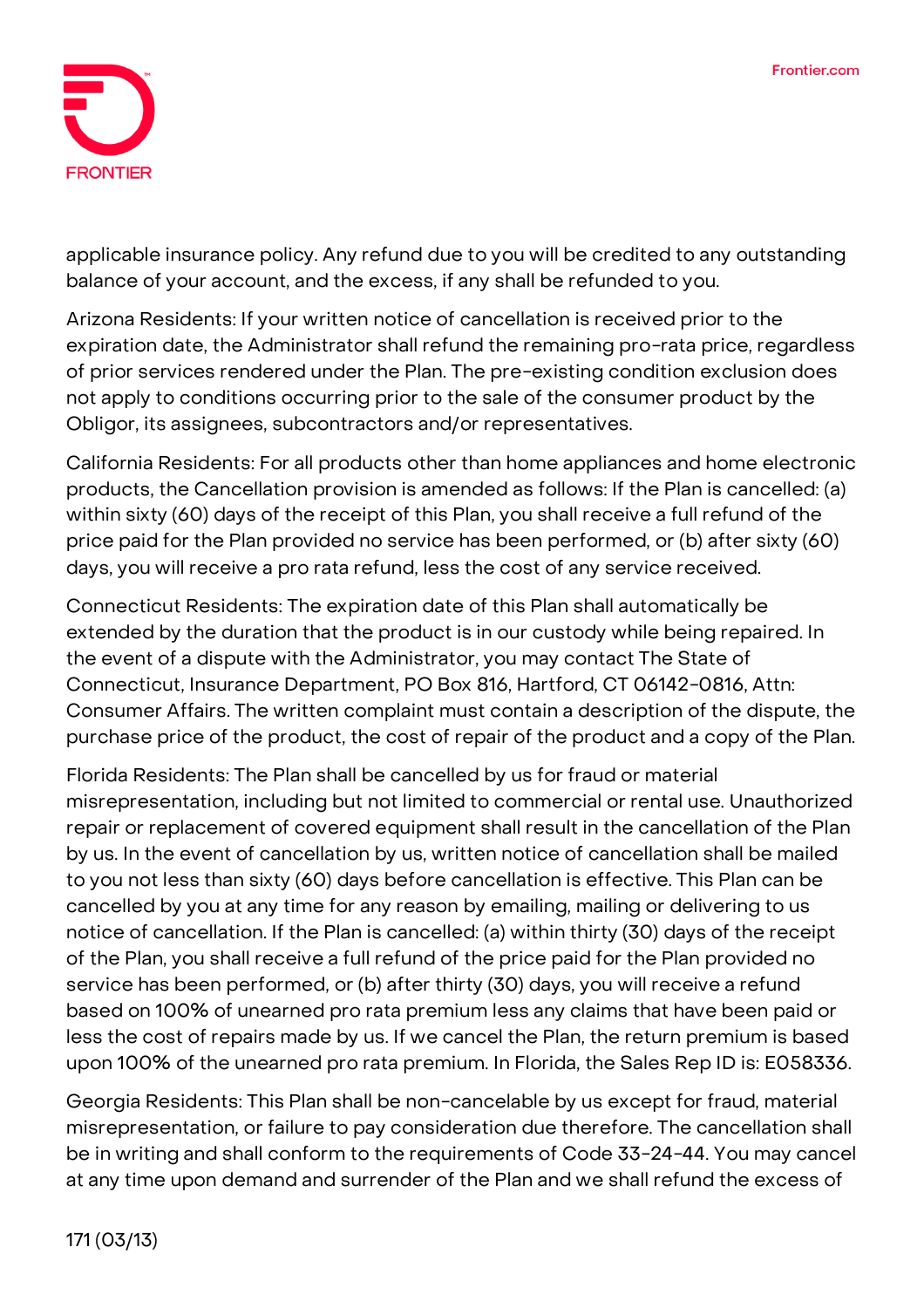applicable insurance policy. Any refund due to you will be credited to any outstanding balance of your account, and the excess, if any shall be refunded to you.

Arizona Residents: If your written notice of cancellation is received prior to the expiration date, the Administrator shall refund the remaining pro-rata price, regardless of prior services rendered under the Plan. The pre-existing condition exclusion does not apply to conditions occurring prior to the sale of the consumer product by the Obligor, its assignees, subcontractors and/or representatives.

California Residents: For all products other than home appliances and home electronic products, the Cancellation provision is amended as follows: If the Plan is cancelled: (a) within sixty (60) days of the receipt of this Plan, you shall receive a full refund of the price paid for the Plan provided no service has been performed, or (b) after sixty (60) days, you will receive a pro rata refund, less the cost of any service received.

Connecticut Residents: The expiration date of this Plan shall automatically be extended by the duration that the product is in our custody while being repaired. In the event of a dispute with the Administrator, you may contact The State of Connecticut, Insurance Department, PO Box 816, Hartford, CT 06142-0816, Attn: Consumer Affairs. The written complaint must contain a description of the dispute, the purchase price of the product, the cost of repair of the product and a copy of the Plan.

Florida Residents: The Plan shall be cancelled by us for fraud or material misrepresentation, including but not limited to commercial or rental use. Unauthorized repair or replacement of covered equipment shall result in the cancellation of the Plan by us. In the event of cancellation by us, written notice of cancellation shall be mailed to you not less than sixty (60) days before cancellation is effective. This Plan can be cancelled by you at any time for any reason by emailing, mailing or delivering to us notice of cancellation. If the Plan is cancelled: (a) within thirty (30) days of the receipt of the Plan, you shall receive a full refund of the price paid for the Plan provided no service has been performed, or (b) after thirty (30) days, you will receive a refund based on 100% of unearned pro rata premium less any claims that have been paid or less the cost of repairs made by us. If we cancel the Plan, the return premium is based upon 100% of the unearned pro rata premium. In Florida, the Sales Rep ID is: E058336.

Georgia Residents: This Plan shall be non-cancelable by us except for fraud, material misrepresentation, or failure to pay consideration due therefore. The cancellation shall be in writing and shall conform to the requirements of Code 33-24-44. You may cancel at any time upon demand and surrender of the Plan and we shall refund the excess of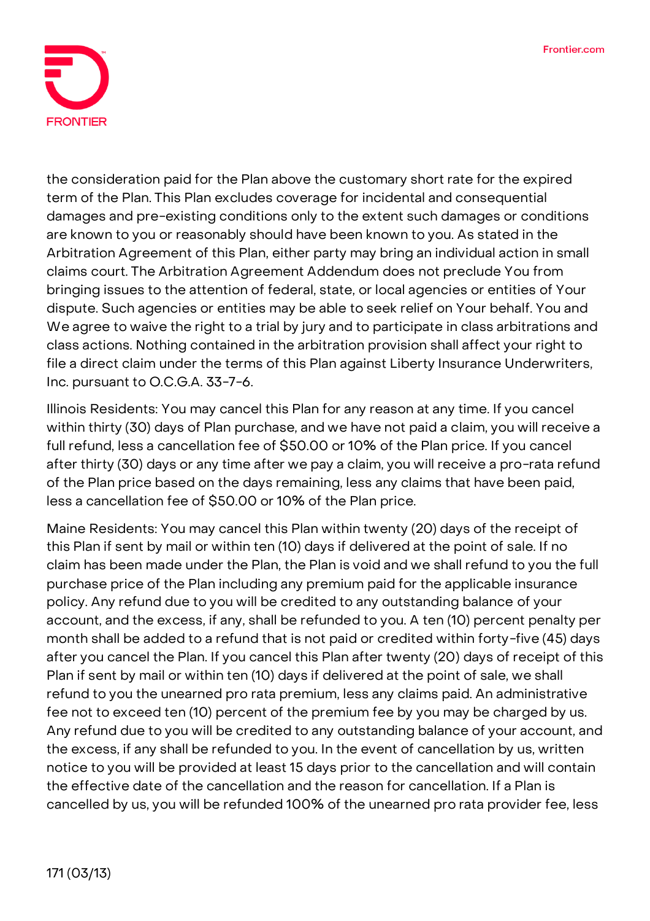the consideration paid for the Plan above the customary short rate for the expired term of the Plan. This Plan excludes coverage for incidental and consequential damages and pre-existing conditions only to the extent such damages or conditions are known to you or reasonably should have been known to you. As stated in the Arbitration Agreement of this Plan, either party may bring an individual action in small claims court. The Arbitration Agreement Addendum does not preclude You from bringing issues to the attention of federal, state, or local agencies or entities of Your dispute. Such agencies or entities may be able to seek relief on Your behalf. You and We agree to waive the right to a trial by jury and to participate in class arbitrations and class actions. Nothing contained in the arbitration provision shall affect your right to file a direct claim under the terms of this Plan against Liberty Insurance Underwriters, Inc. pursuant to O.C.G.A. 33-7-6.

Illinois Residents: You may cancel this Plan for any reason at any time. If you cancel within thirty (30) days of Plan purchase, and we have not paid a claim, you will receive a full refund, less a cancellation fee of $50.00 or 10% of the Plan price. If you cancel after thirty (30) days or any time after we pay a claim, you will receive a pro-rata refund of the Plan price based on the days remaining, less any claims that have been paid, less a cancellation fee of $50.00 or 10% of the Plan price.

Maine Residents: You may cancel this Plan within twenty (20) days of the receipt of this Plan if sent by mail or within ten (10) days if delivered at the point of sale. If no claim has been made under the Plan, the Plan is void and we shall refund to you the full purchase price of the Plan including any premium paid for the applicable insurance policy. Any refund due to you will be credited to any outstanding balance of your account, and the excess, if any, shall be refunded to you. A ten (10) percent penalty per month shall be added to a refund that is not paid or credited within forty-five (45) days after you cancel the Plan. If you cancel this Plan after twenty (20) days of receipt of this Plan if sent by mail or within ten (10) days if delivered at the point of sale, we shall refund to you the unearned pro rata premium, less any claims paid. An administrative fee not to exceed ten (10) percent of the premium fee by you may be charged by us. Any refund due to you will be credited to any outstanding balance of your account, and the excess, if any shall be refunded to you. In the event of cancellation by us, written notice to you will be provided at least 15 days prior to the cancellation and will contain the effective date of the cancellation and the reason for cancellation. If a Plan is cancelled by us, you will be refunded 100% of the unearned pro rata provider fee, less

171 (03/13)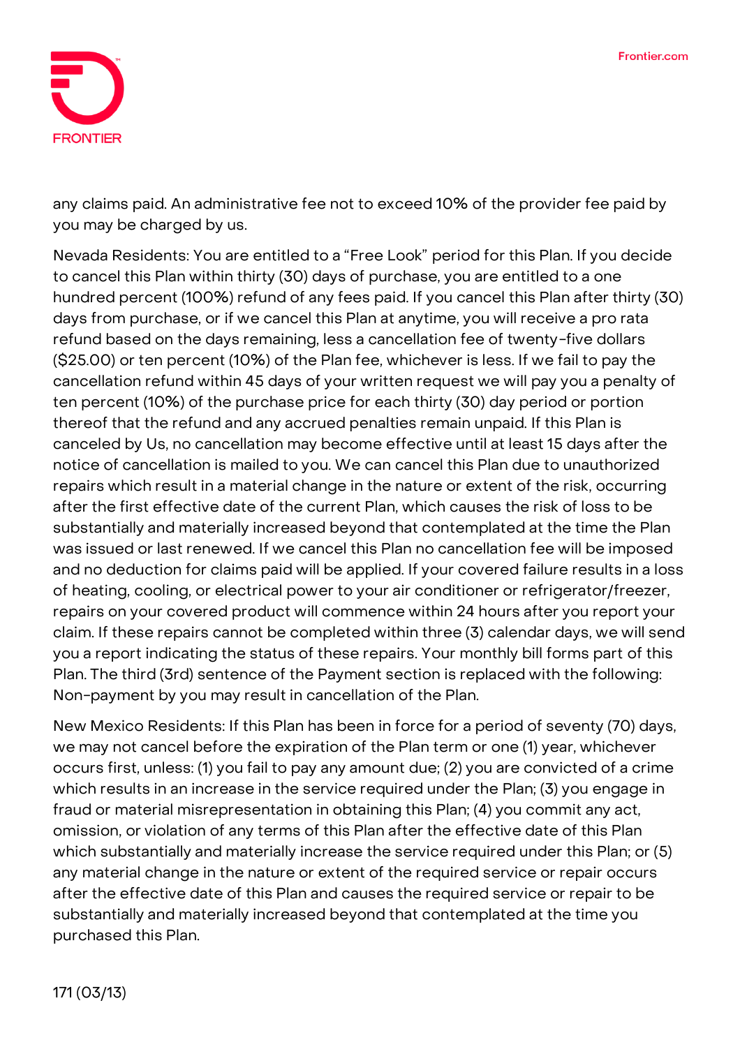any claims paid. An administrative fee not to exceed 10% of the provider fee paid by you may be charged by us.

Nevada Residents: You are entitled to a "Free Look" period for this Plan. If you decide to cancel this Plan within thirty (30) days of purchase, you are entitled to a one hundred percent (100%) refund of any fees paid. If you cancel this Plan after thirty (30) days from purchase, or if we cancel this Plan at anytime, you will receive a pro rata refund based on the days remaining, less a cancellation fee of twenty-five dollars ($25.00) or ten percent (10%) of the Plan fee, whichever is less. If we fail to pay the cancellation refund within 45 days of your written request we will pay you a penalty of ten percent (10%) of the purchase price for each thirty (30) day period or portion thereof that the refund and any accrued penalties remain unpaid. If this Plan is canceled by Us, no cancellation may become effective until at least 15 days after the notice of cancellation is mailed to you. We can cancel this Plan due to unauthorized repairs which result in a material change in the nature or extent of the risk, occurring after the first effective date of the current Plan, which causes the risk of loss to be substantially and materially increased beyond that contemplated at the time the Plan was issued or last renewed. If we cancel this Plan no cancellation fee will be imposed and no deduction for claims paid will be applied. If your covered failure results in a loss of heating, cooling, or electrical power to your air conditioner or refrigerator/freezer, repairs on your covered product will commence within 24 hours after you report your claim. If these repairs cannot be completed within three (3) calendar days, we will send you a report indicating the status of these repairs. Your monthly bill forms part of this Plan. The third (3rd) sentence of the Payment section is replaced with the following: Non-payment by you may result in cancellation of the Plan.

New Mexico Residents: If this Plan has been in force for a period of seventy (70) days, we may not cancel before the expiration of the Plan term or one (1) year, whichever occurs first, unless: (1) you fail to pay any amount due; (2) you are convicted of a crime which results in an increase in the service required under the Plan; (3) you engage in fraud or material misrepresentation in obtaining this Plan; (4) you commit any act, omission, or violation of any terms of this Plan after the effective date of this Plan which substantially and materially increase the service required under this Plan; or (5) any material change in the nature or extent of the required service or repair occurs after the effective date of this Plan and causes the required service or repair to be substantially and materially increased beyond that contemplated at the time you purchased this Plan.

171 (03/13)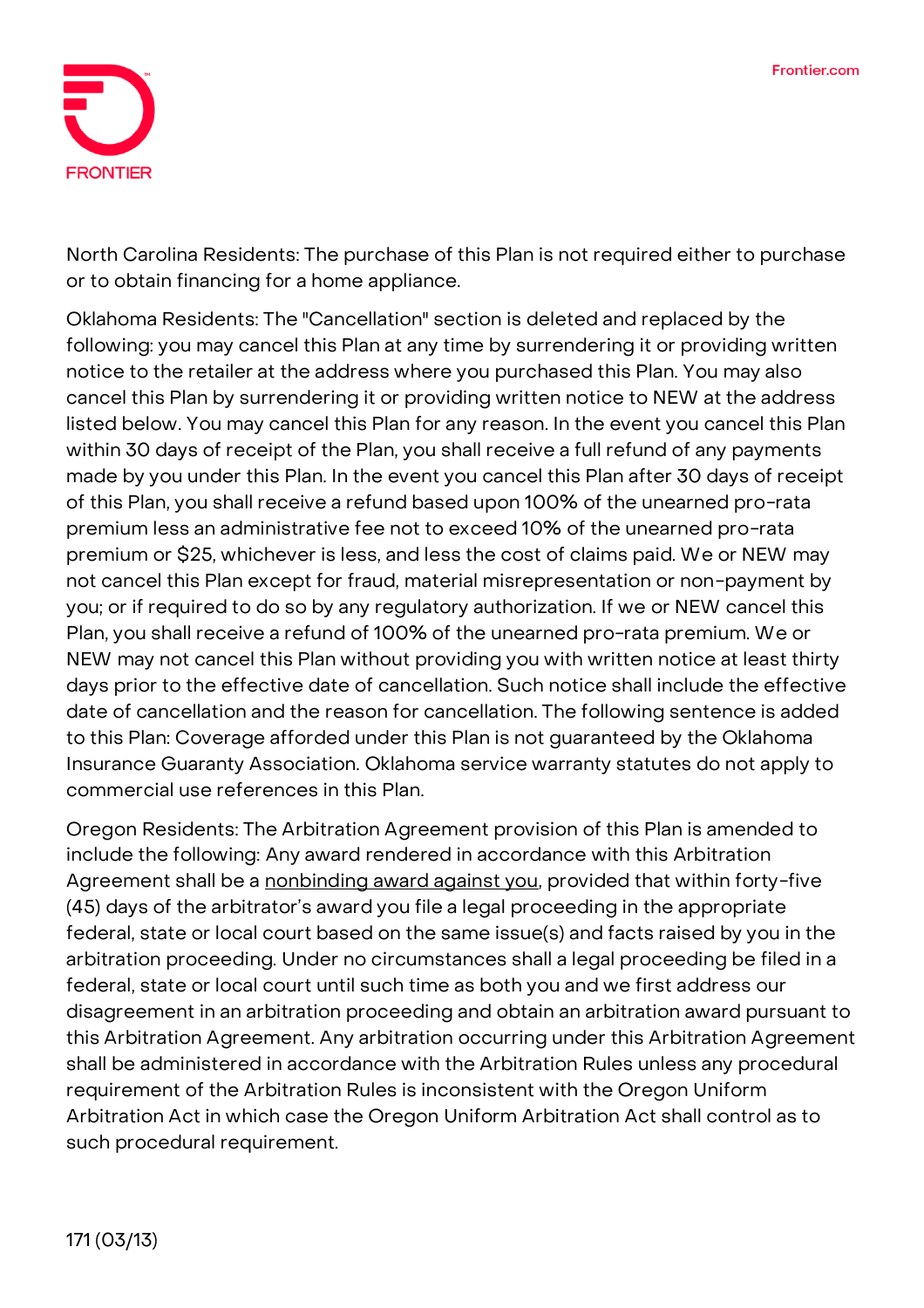North Carolina Residents: The purchase of this Plan is not required either to purchase or to obtain financing for a home appliance.

Oklahoma Residents: The "Cancellation" section is deleted and replaced by the following: you may cancel this Plan at any time by surrendering it or providing written notice to the retailer at the address where you purchased this Plan. You may also cancel this Plan by surrendering it or providing written notice to NEW at the address listed below. You may cancel this Plan for any reason. In the event you cancel this Plan within 30 days of receipt of the Plan, you shall receive a full refund of any payments made by you under this Plan. In the event you cancel this Plan after 30 days of receipt of this Plan, you shall receive a refund based upon 100% of the unearned pro-rata premium less an administrative fee not to exceed 10% of the unearned pro-rata premium or $25, whichever is less, and less the cost of claims paid. We or NEW may not cancel this Plan except for fraud, material misrepresentation or non-payment by you; or if required to do so by any regulatory authorization. If we or NEW cancel this Plan, you shall receive a refund of 100% of the unearned pro-rata premium. We or NEW may not cancel this Plan without providing you with written notice at least thirty days prior to the effective date of cancellation. Such notice shall include the effective date of cancellation and the reason for cancellation. The following sentence is added to this Plan: Coverage afforded under this Plan is not guaranteed by the Oklahoma Insurance Guaranty Association. Oklahoma service warranty statutes do not apply to commercial use references in this Plan.

Oregon Residents: The Arbitration Agreement provision of this Plan is amended to include the following: Any award rendered in accordance with this Arbitration Agreement shall be a nonbinding award against you, provided that within forty-five (45) days of the arbitrator's award you file a legal proceeding in the appropriate federal, state or local court based on the same issue(s) and facts raised by you in the arbitration proceeding. Under no circumstances shall a legal proceeding be filed in a federal, state or local court until such time as both you and we first address our disagreement in an arbitration proceeding and obtain an arbitration award pursuant to this Arbitration Agreement. Any arbitration occurring under this Arbitration Agreement shall be administered in accordance with the Arbitration Rules unless any procedural requirement of the Arbitration Rules is inconsistent with the Oregon Uniform Arbitration Act in which case the Oregon Uniform Arbitration Act shall control as to such procedural requirement.

171 (03/13)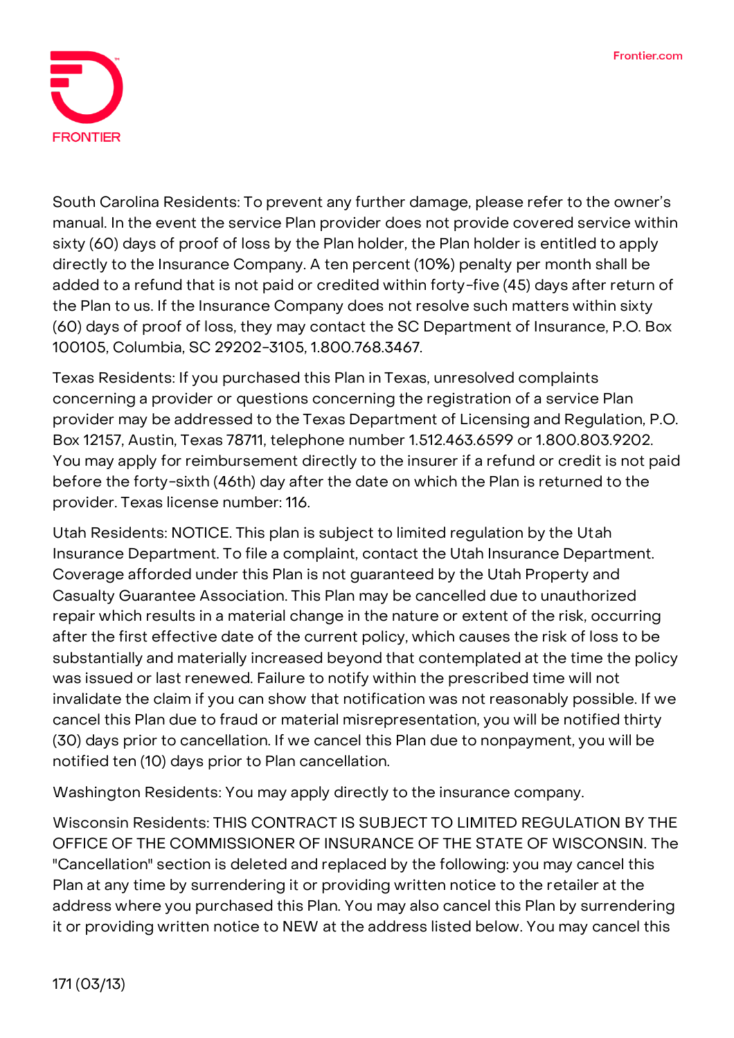South Carolina Residents: To prevent any further damage, please refer to the owner's manual. In the event the service Plan provider does not provide covered service within sixty (60) days of proof of loss by the Plan holder, the Plan holder is entitled to apply directly to the Insurance Company. A ten percent (10%) penalty per month shall be added to a refund that is not paid or credited within forty-five (45) days after return of the Plan to us. If the Insurance Company does not resolve such matters within sixty (60) days of proof of loss, they may contact the SC Department of Insurance, P.O. Box 100105, Columbia, SC 29202-3105, 1.800.768.3467.

Texas Residents: If you purchased this Plan in Texas, unresolved complaints concerning a provider or questions concerning the registration of a service Plan provider may be addressed to the Texas Department of Licensing and Regulation, P.O. Box 12157, Austin, Texas 78711, telephone number 1.512.463.6599 or 1.800.803.9202. You may apply for reimbursement directly to the insurer if a refund or credit is not paid before the forty-sixth (46th) day after the date on which the Plan is returned to the provider. Texas license number: 116.

Utah Residents: NOTICE. This plan is subject to limited regulation by the Utah Insurance Department. To file a complaint, contact the Utah Insurance Department. Coverage afforded under this Plan is not guaranteed by the Utah Property and Casualty Guarantee Association. This Plan may be cancelled due to unauthorized repair which results in a material change in the nature or extent of the risk, occurring after the first effective date of the current policy, which causes the risk of loss to be substantially and materially increased beyond that contemplated at the time the policy was issued or last renewed. Failure to notify within the prescribed time will not invalidate the claim if you can show that notification was not reasonably possible. If we cancel this Plan due to fraud or material misrepresentation, you will be notified thirty (30) days prior to cancellation. If we cancel this Plan due to nonpayment, you will be notified ten (10) days prior to Plan cancellation.

Washington Residents: You may apply directly to the insurance company.

Wisconsin Residents: THIS CONTRACT IS SUBJECT TO LIMITED REGULATION BY THE OFFICE OF THE COMMISSIONER OF INSURANCE OF THE STATE OF WISCONSIN. The "Cancellation" section is deleted and replaced by the following: you may cancel this Plan at any time by surrendering it or providing written notice to the retailer at the address where you purchased this Plan. You may also cancel this Plan by surrendering it or providing written notice to NEW at the address listed below. You may cancel this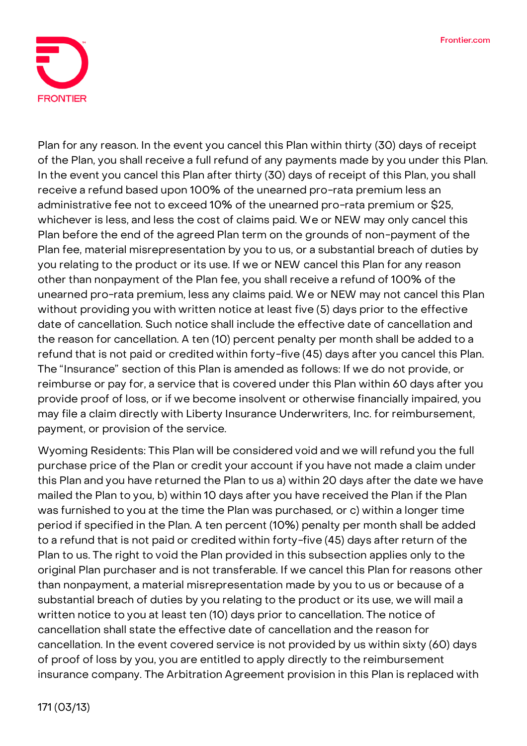Plan for any reason. In the event you cancel this Plan within thirty (30) days of receipt of the Plan, you shall receive a full refund of any payments made by you under this Plan. In the event you cancel this Plan after thirty (30) days of receipt of this Plan, you shall receive a refund based upon 100% of the unearned pro-rata premium less an administrative fee not to exceed 10% of the unearned pro-rata premium or $25, whichever is less, and less the cost of claims paid. We or NEW may only cancel this Plan before the end of the agreed Plan term on the grounds of non-payment of the Plan fee, material misrepresentation by you to us, or a substantial breach of duties by you relating to the product or its use. If we or NEW cancel this Plan for any reason other than nonpayment of the Plan fee, you shall receive a refund of 100% of the unearned pro-rata premium, less any claims paid. We or NEW may not cancel this Plan without providing you with written notice at least five (5) days prior to the effective date of cancellation. Such notice shall include the effective date of cancellation and the reason for cancellation. A ten (10) percent penalty per month shall be added to a refund that is not paid or credited within forty-five (45) days after you cancel this Plan. The "Insurance" section of this Plan is amended as follows: If we do not provide, or reimburse or pay for, a service that is covered under this Plan within 60 days after you provide proof of loss, or if we become insolvent or otherwise financially impaired, you may file a claim directly with Liberty Insurance Underwriters, Inc. for reimbursement, payment, or provision of the service.

Wyoming Residents: This Plan will be considered void and we will refund you the full purchase price of the Plan or credit your account if you have not made a claim under this Plan and you have returned the Plan to us a) within 20 days after the date we have mailed the Plan to you, b) within 10 days after you have received the Plan if the Plan was furnished to you at the time the Plan was purchased, or c) within a longer time period if specified in the Plan. A ten percent (10%) penalty per month shall be added to a refund that is not paid or credited within forty-five (45) days after return of the Plan to us. The right to void the Plan provided in this subsection applies only to the original Plan purchaser and is not transferable. If we cancel this Plan for reasons other than nonpayment, a material misrepresentation made by you to us or because of a substantial breach of duties by you relating to the product or its use, we will mail a written notice to you at least ten (10) days prior to cancellation. The notice of cancellation shall state the effective date of cancellation and the reason for cancellation. In the event covered service is not provided by us within sixty (60) days of proof of loss by you, you are entitled to apply directly to the reimbursement insurance company. The Arbitration Agreement provision in this Plan is replaced with

171 (03/13)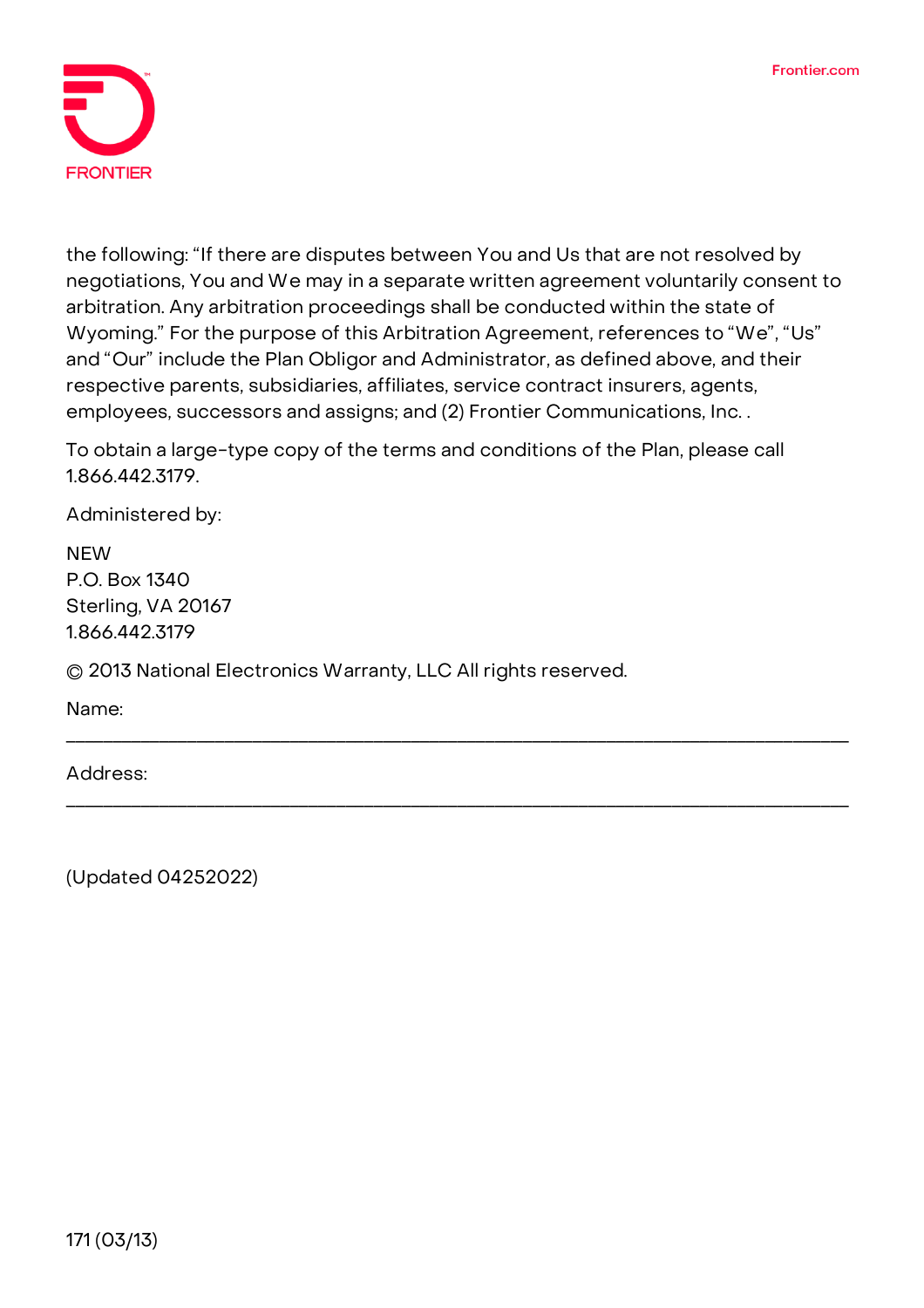the following: “If there are disputes between You and Us that are not resolved by negotiations, You and We may in a separate written agreement voluntarily consent to arbitration. Any arbitration proceedings shall be conducted within the state of Wyoming.” For the purpose of this Arbitration Agreement, references to “We”, “Us” and “Our” include the Plan Obligor and Administrator, as defined above, and their respective parents, subsidiaries, affiliates, service contract insurers, agents, employees, successors and assigns; and (2) Frontier Communications, Inc. .

To obtain a large-type copy of the terms and conditions of the Plan, please call 1.866.442.3179.

Administered by:

NEW
P.O. Box 1340
Sterling, VA 20167
1.866.442.3179

© 2013 National Electronics Warranty, LLC All rights reserved.

Name:
\_\_\_\_\_\_\_\_\_\_\_\_\_\_\_\_\_\_\_\_\_\_\_\_\_\_\_\_\_\_\_\_\_\_\_\_\_\_\_\_\_\_\_\_\_\_\_\_\_\_\_\_\_\_\_\_\_\_\_\_\_\_\_\_\_\_\_\_\_\_

Address:
\_\_\_\_\_\_\_\_\_\_\_\_\_\_\_\_\_\_\_\_\_\_\_\_\_\_\_\_\_\_\_\_\_\_\_\_\_\_\_\_\_\_\_\_\_\_\_\_\_\_\_\_\_\_\_\_\_\_\_\_\_\_\_\_\_\_\_\_\_\_

(Updated 04252022)

171 (03/13)